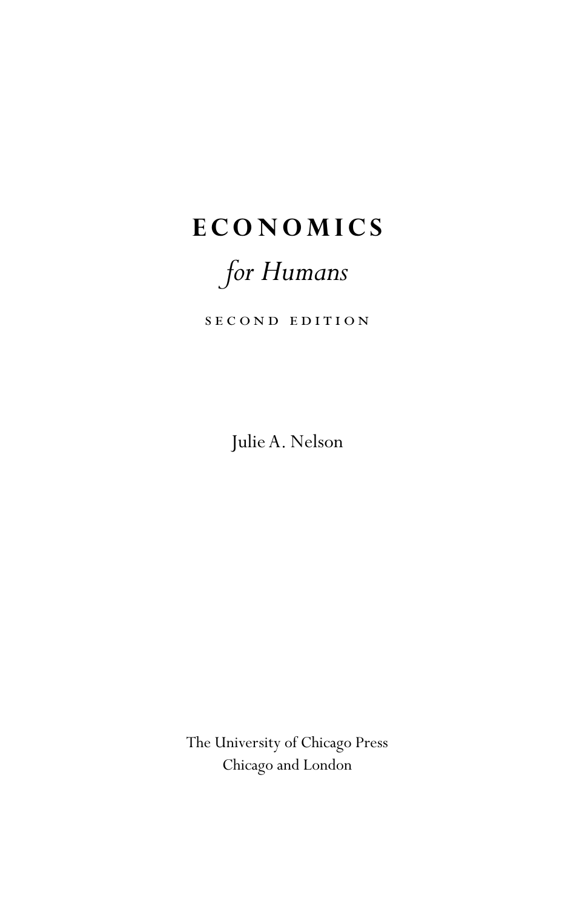# ECONOMICS

## *for Humans*

SECOND EDITION

Julie A. Nelson

The University of Chicago Press
Chicago and London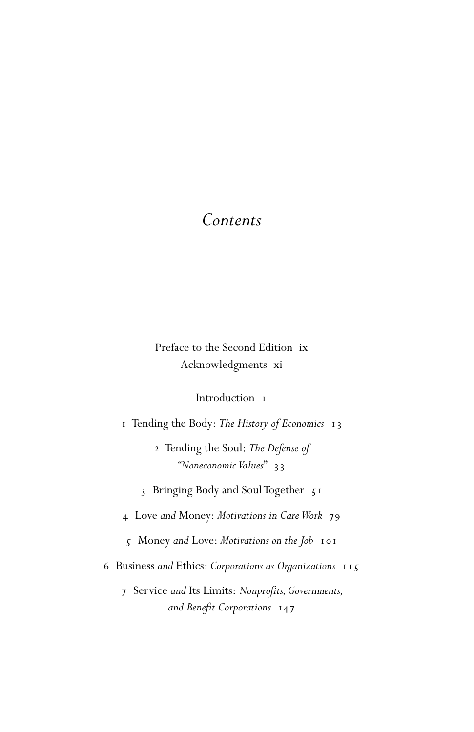# *Contents*

Preface to the Second Edition ix

Acknowledgments xi

Introduction 1

1 Tending the Body: *The History of Economics* 13

2 Tending the Soul: *The Defense of "Noneconomic Values"* 33

3 Bringing Body and Soul Together 51

4 Love *and* Money: *Motivations in Care Work* 79

5 Money *and* Love: *Motivations on the Job* 101

6 Business *and* Ethics: *Corporations as Organizations* 115

7 Service *and* Its Limits: *Nonprofits, Governments, and Benefit Corporations* 147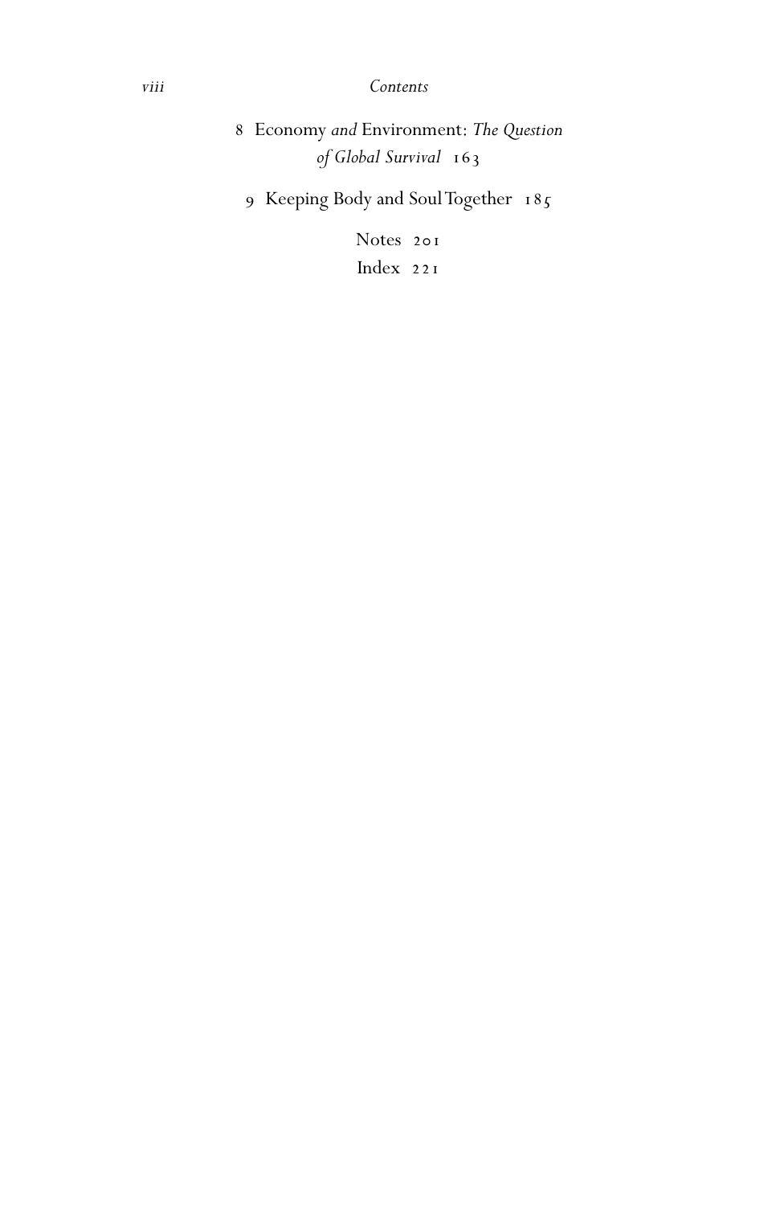8 Economy *and* Environment: *The Question of Global Survival* 163

9 Keeping Body and Soul Together 185

Notes 201

Index 221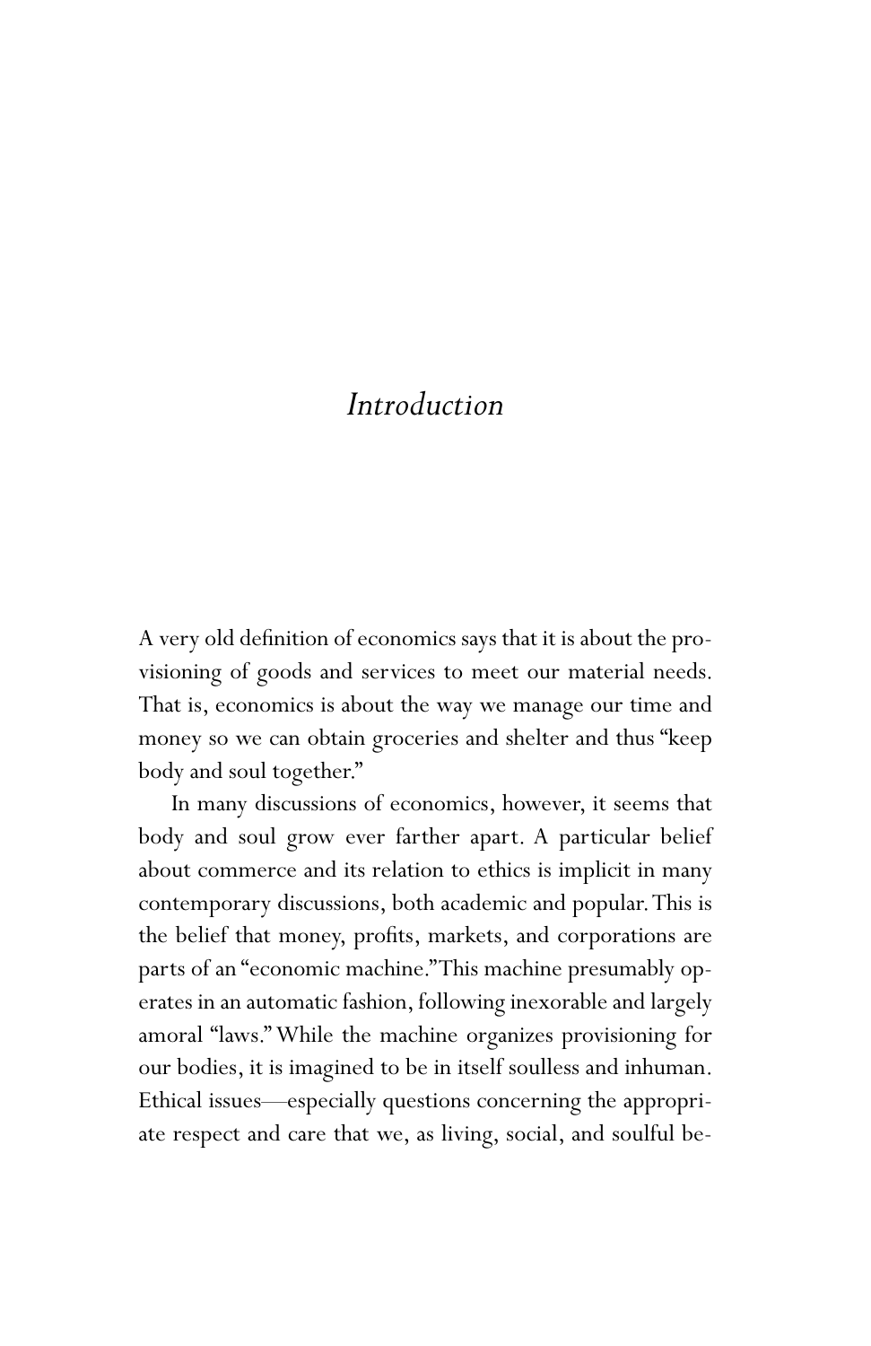# *Introduction*

A very old definition of economics says that it is about the provisioning of goods and services to meet our material needs. That is, economics is about the way we manage our time and money so we can obtain groceries and shelter and thus "keep body and soul together."

In many discussions of economics, however, it seems that body and soul grow ever farther apart. A particular belief about commerce and its relation to ethics is implicit in many contemporary discussions, both academic and popular. This is the belief that money, profits, markets, and corporations are parts of an "economic machine." This machine presumably operates in an automatic fashion, following inexorable and largely amoral "laws." While the machine organizes provisioning for our bodies, it is imagined to be in itself soulless and inhuman. Ethical issues—especially questions concerning the appropriate respect and care that we, as living, social, and soulful be-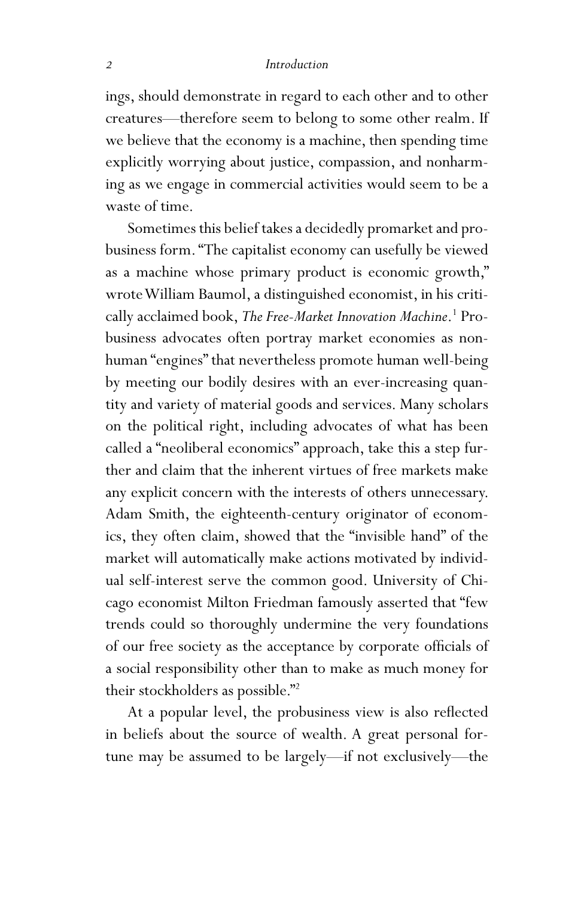ings, should demonstrate in regard to each other and to other creatures—therefore seem to belong to some other realm. If we believe that the economy is a machine, then spending time explicitly worrying about justice, compassion, and nonharming as we engage in commercial activities would seem to be a waste of time.

Sometimes this belief takes a decidedly promarket and probusiness form. "The capitalist economy can usefully be viewed as a machine whose primary product is economic growth," wrote William Baumol, a distinguished economist, in his critically acclaimed book, *The Free-Market Innovation Machine*.[1] Probusiness advocates often portray market economies as nonhuman "engines" that nevertheless promote human well-being by meeting our bodily desires with an ever-increasing quantity and variety of material goods and services. Many scholars on the political right, including advocates of what has been called a "neoliberal economics" approach, take this a step further and claim that the inherent virtues of free markets make any explicit concern with the interests of others unnecessary. Adam Smith, the eighteenth-century originator of economics, they often claim, showed that the "invisible hand" of the market will automatically make actions motivated by individual self-interest serve the common good. University of Chicago economist Milton Friedman famously asserted that "few trends could so thoroughly undermine the very foundations of our free society as the acceptance by corporate officials of a social responsibility other than to make as much money for their stockholders as possible."[2]

At a popular level, the probusiness view is also reflected in beliefs about the source of wealth. A great personal fortune may be assumed to be largely—if not exclusively—the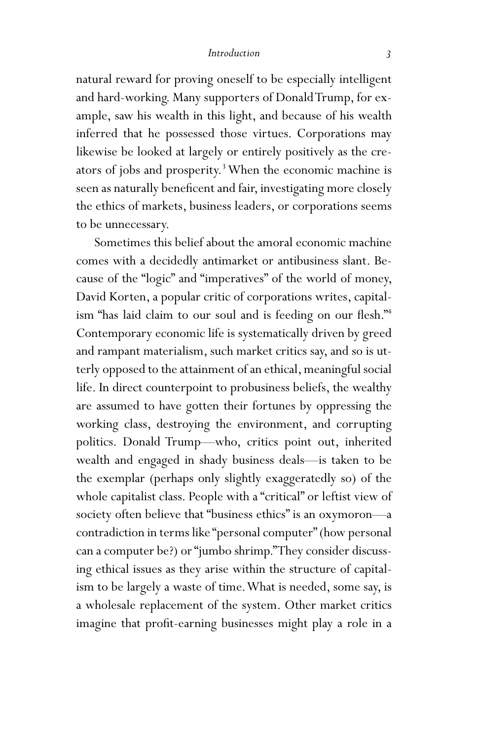natural reward for proving oneself to be especially intelligent and hard-working. Many supporters of Donald Trump, for example, saw his wealth in this light, and because of his wealth inferred that he possessed those virtues. Corporations may likewise be looked at largely or entirely positively as the creators of jobs and prosperity.[3] When the economic machine is seen as naturally beneficent and fair, investigating more closely the ethics of markets, business leaders, or corporations seems to be unnecessary.

Sometimes this belief about the amoral economic machine comes with a decidedly antimarket or antibusiness slant. Because of the "logic" and "imperatives" of the world of money, David Korten, a popular critic of corporations writes, capitalism "has laid claim to our soul and is feeding on our flesh."[4] Contemporary economic life is systematically driven by greed and rampant materialism, such market critics say, and so is utterly opposed to the attainment of an ethical, meaningful social life. In direct counterpoint to probusiness beliefs, the wealthy are assumed to have gotten their fortunes by oppressing the working class, destroying the environment, and corrupting politics. Donald Trump—who, critics point out, inherited wealth and engaged in shady business deals—is taken to be the exemplar (perhaps only slightly exaggeratedly so) of the whole capitalist class. People with a "critical" or leftist view of society often believe that "business ethics" is an oxymoron—a contradiction in terms like "personal computer" (how personal can a computer be?) or "jumbo shrimp." They consider discussing ethical issues as they arise within the structure of capitalism to be largely a waste of time. What is needed, some say, is a wholesale replacement of the system. Other market critics imagine that profit-earning businesses might play a role in a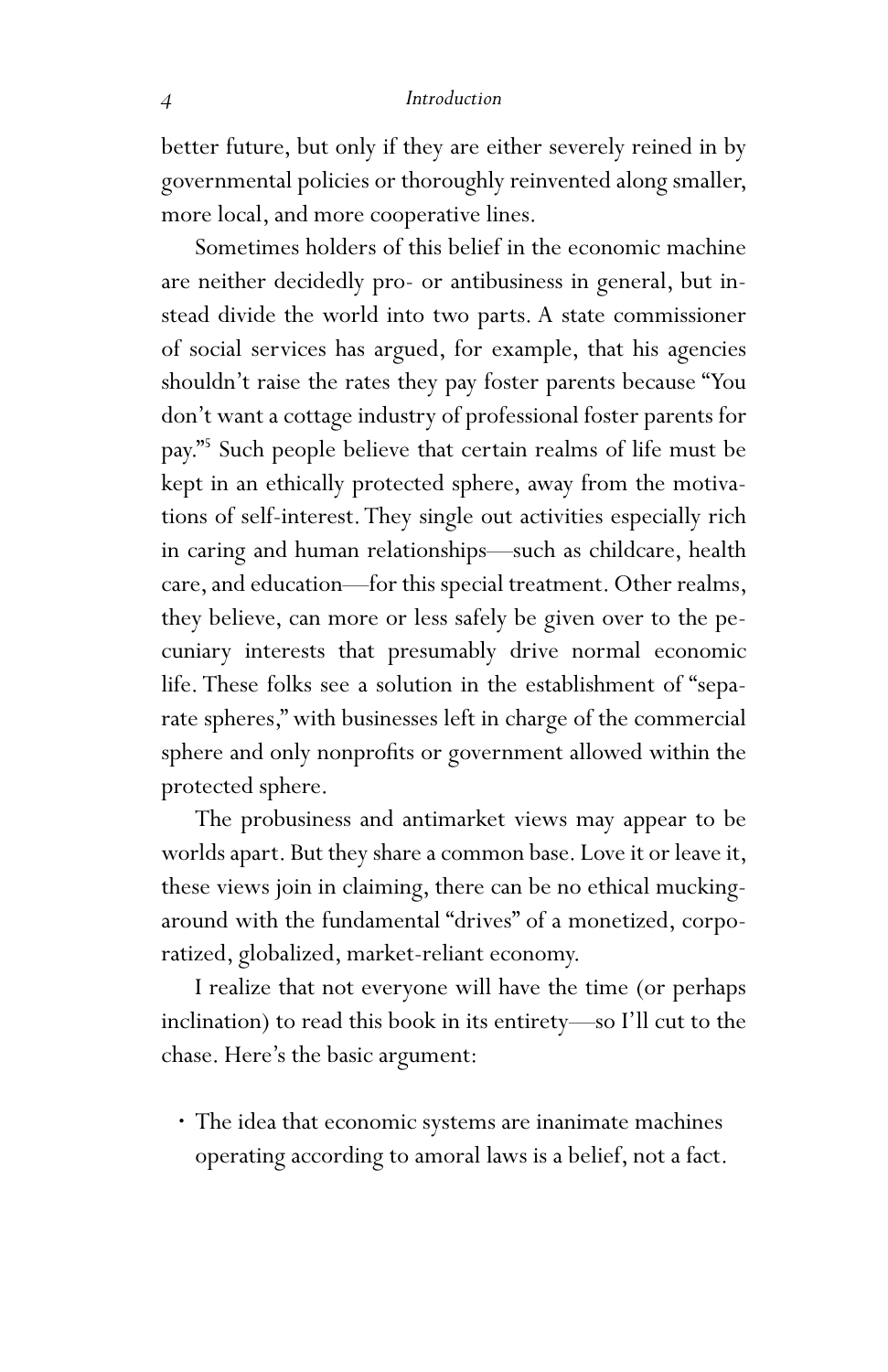better future, but only if they are either severely reined in by governmental policies or thoroughly reinvented along smaller, more local, and more cooperative lines.

Sometimes holders of this belief in the economic machine are neither decidedly pro- or antibusiness in general, but instead divide the world into two parts. A state commissioner of social services has argued, for example, that his agencies shouldn't raise the rates they pay foster parents because "You don't want a cottage industry of professional foster parents for pay."[5] Such people believe that certain realms of life must be kept in an ethically protected sphere, away from the motivations of self-interest. They single out activities especially rich in caring and human relationships—such as childcare, health care, and education—for this special treatment. Other realms, they believe, can more or less safely be given over to the pecuniary interests that presumably drive normal economic life. These folks see a solution in the establishment of "separate spheres," with businesses left in charge of the commercial sphere and only nonprofits or government allowed within the protected sphere.

The probusiness and antimarket views may appear to be worlds apart. But they share a common base. Love it or leave it, these views join in claiming, there can be no ethical mucking-around with the fundamental "drives" of a monetized, corporatized, globalized, market-reliant economy.

I realize that not everyone will have the time (or perhaps inclination) to read this book in its entirety—so I'll cut to the chase. Here's the basic argument:

- The idea that economic systems are inanimate machines operating according to amoral laws is a belief, not a fact.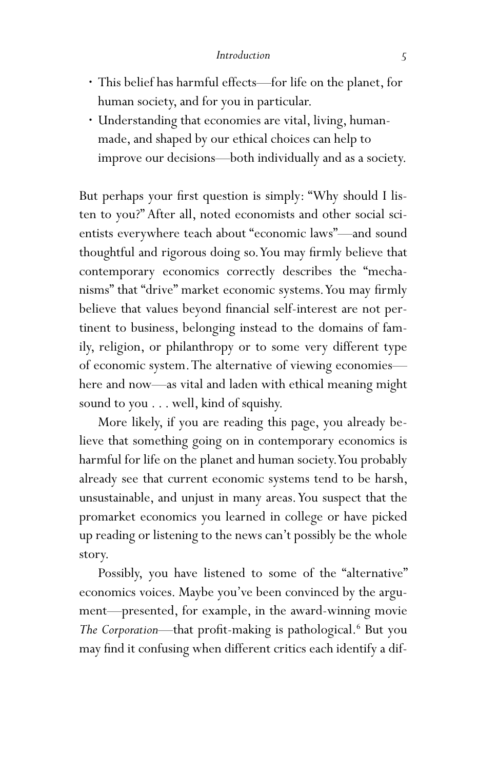- This belief has harmful effects—for life on the planet, for human society, and for you in particular.
- Understanding that economies are vital, living, human-made, and shaped by our ethical choices can help to improve our decisions—both individually and as a society.

But perhaps your first question is simply: "Why should I listen to you?" After all, noted economists and other social scientists everywhere teach about "economic laws"—and sound thoughtful and rigorous doing so. You may firmly believe that contemporary economics correctly describes the "mechanisms" that "drive" market economic systems. You may firmly believe that values beyond financial self-interest are not pertinent to business, belonging instead to the domains of family, religion, or philanthropy or to some very different type of economic system. The alternative of viewing economies—here and now—as vital and laden with ethical meaning might sound to you . . . well, kind of squishy.

More likely, if you are reading this page, you already believe that something going on in contemporary economics is harmful for life on the planet and human society. You probably already see that current economic systems tend to be harsh, unsustainable, and unjust in many areas. You suspect that the promarket economics you learned in college or have picked up reading or listening to the news can't possibly be the whole story.

Possibly, you have listened to some of the "alternative" economics voices. Maybe you've been convinced by the argument—presented, for example, in the award-winning movie *The Corporation*—that profit-making is pathological.[6] But you may find it confusing when different critics each identify a dif-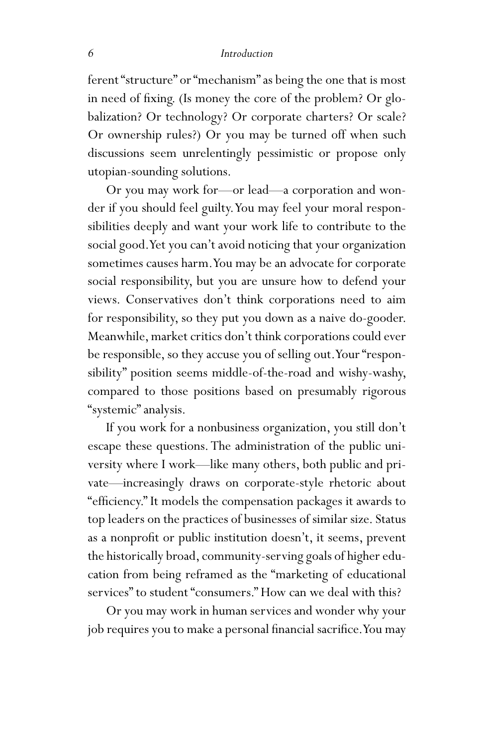ferent "structure" or "mechanism" as being the one that is most in need of fixing. (Is money the core of the problem? Or globalization? Or technology? Or corporate charters? Or scale? Or ownership rules?) Or you may be turned off when such discussions seem unrelentingly pessimistic or propose only utopian-sounding solutions.

Or you may work for—or lead—a corporation and wonder if you should feel guilty. You may feel your moral responsibilities deeply and want your work life to contribute to the social good. Yet you can't avoid noticing that your organization sometimes causes harm. You may be an advocate for corporate social responsibility, but you are unsure how to defend your views. Conservatives don't think corporations need to aim for responsibility, so they put you down as a naive do-gooder. Meanwhile, market critics don't think corporations could ever be responsible, so they accuse you of selling out. Your "responsibility" position seems middle-of-the-road and wishy-washy, compared to those positions based on presumably rigorous "systemic" analysis.

If you work for a nonbusiness organization, you still don't escape these questions. The administration of the public university where I work—like many others, both public and private—increasingly draws on corporate-style rhetoric about "efficiency." It models the compensation packages it awards to top leaders on the practices of businesses of similar size. Status as a nonprofit or public institution doesn't, it seems, prevent the historically broad, community-serving goals of higher education from being reframed as the "marketing of educational services" to student "consumers." How can we deal with this?

Or you may work in human services and wonder why your job requires you to make a personal financial sacrifice. You may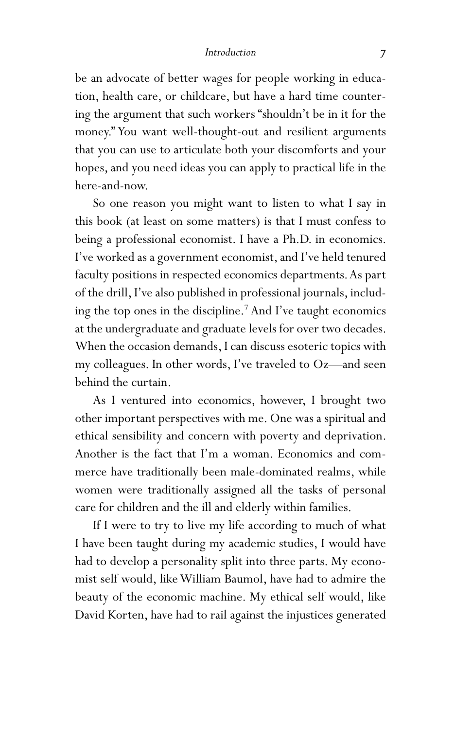be an advocate of better wages for people working in education, health care, or childcare, but have a hard time countering the argument that such workers "shouldn't be in it for the money." You want well-thought-out and resilient arguments that you can use to articulate both your discomforts and your hopes, and you need ideas you can apply to practical life in the here-and-now.

So one reason you might want to listen to what I say in this book (at least on some matters) is that I must confess to being a professional economist. I have a Ph.D. in economics. I've worked as a government economist, and I've held tenured faculty positions in respected economics departments. As part of the drill, I've also published in professional journals, including the top ones in the discipline.[7] And I've taught economics at the undergraduate and graduate levels for over two decades. When the occasion demands, I can discuss esoteric topics with my colleagues. In other words, I've traveled to Oz—and seen behind the curtain.

As I ventured into economics, however, I brought two other important perspectives with me. One was a spiritual and ethical sensibility and concern with poverty and deprivation. Another is the fact that I'm a woman. Economics and commerce have traditionally been male-dominated realms, while women were traditionally assigned all the tasks of personal care for children and the ill and elderly within families.

If I were to try to live my life according to much of what I have been taught during my academic studies, I would have had to develop a personality split into three parts. My economist self would, like William Baumol, have had to admire the beauty of the economic machine. My ethical self would, like David Korten, have had to rail against the injustices generated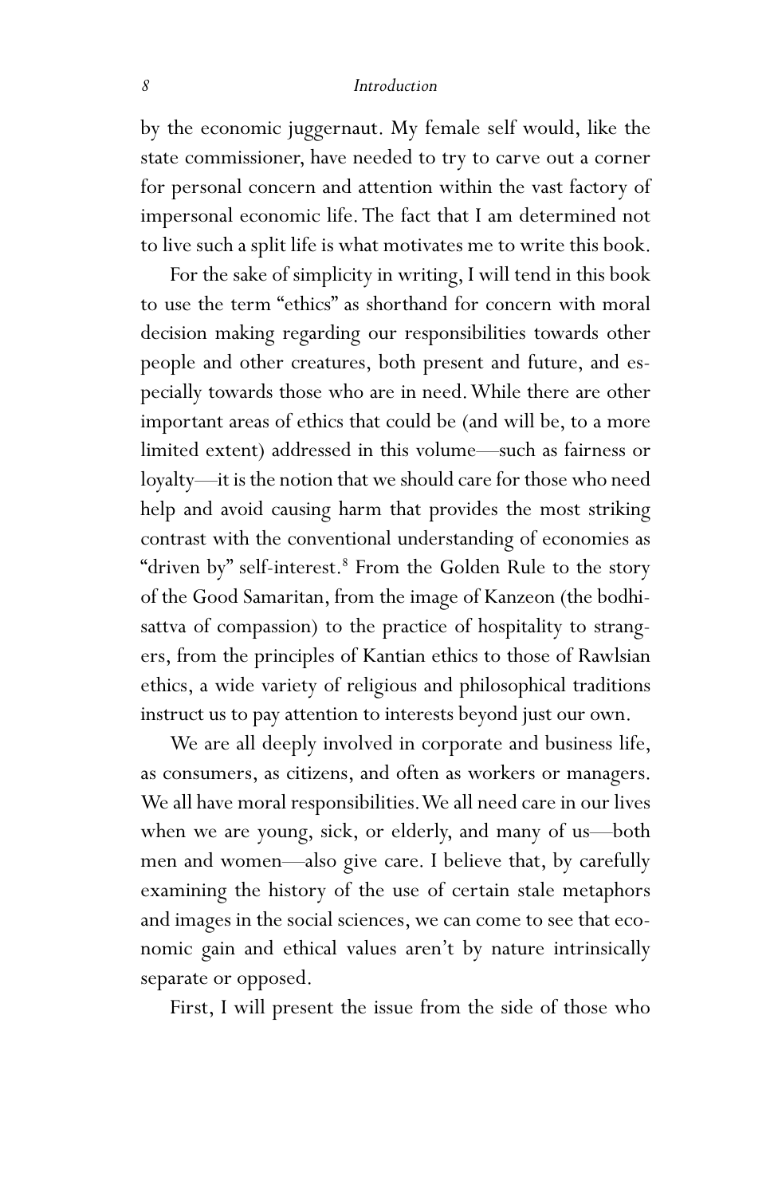by the economic juggernaut. My female self would, like the state commissioner, have needed to try to carve out a corner for personal concern and attention within the vast factory of impersonal economic life. The fact that I am determined not to live such a split life is what motivates me to write this book.

For the sake of simplicity in writing, I will tend in this book to use the term "ethics" as shorthand for concern with moral decision making regarding our responsibilities towards other people and other creatures, both present and future, and especially towards those who are in need. While there are other important areas of ethics that could be (and will be, to a more limited extent) addressed in this volume—such as fairness or loyalty—it is the notion that we should care for those who need help and avoid causing harm that provides the most striking contrast with the conventional understanding of economies as "driven by" self-interest.[8] From the Golden Rule to the story of the Good Samaritan, from the image of Kanzeon (the bodhisattva of compassion) to the practice of hospitality to strangers, from the principles of Kantian ethics to those of Rawlsian ethics, a wide variety of religious and philosophical traditions instruct us to pay attention to interests beyond just our own.

We are all deeply involved in corporate and business life, as consumers, as citizens, and often as workers or managers. We all have moral responsibilities. We all need care in our lives when we are young, sick, or elderly, and many of us—both men and women—also give care. I believe that, by carefully examining the history of the use of certain stale metaphors and images in the social sciences, we can come to see that economic gain and ethical values aren't by nature intrinsically separate or opposed.

First, I will present the issue from the side of those who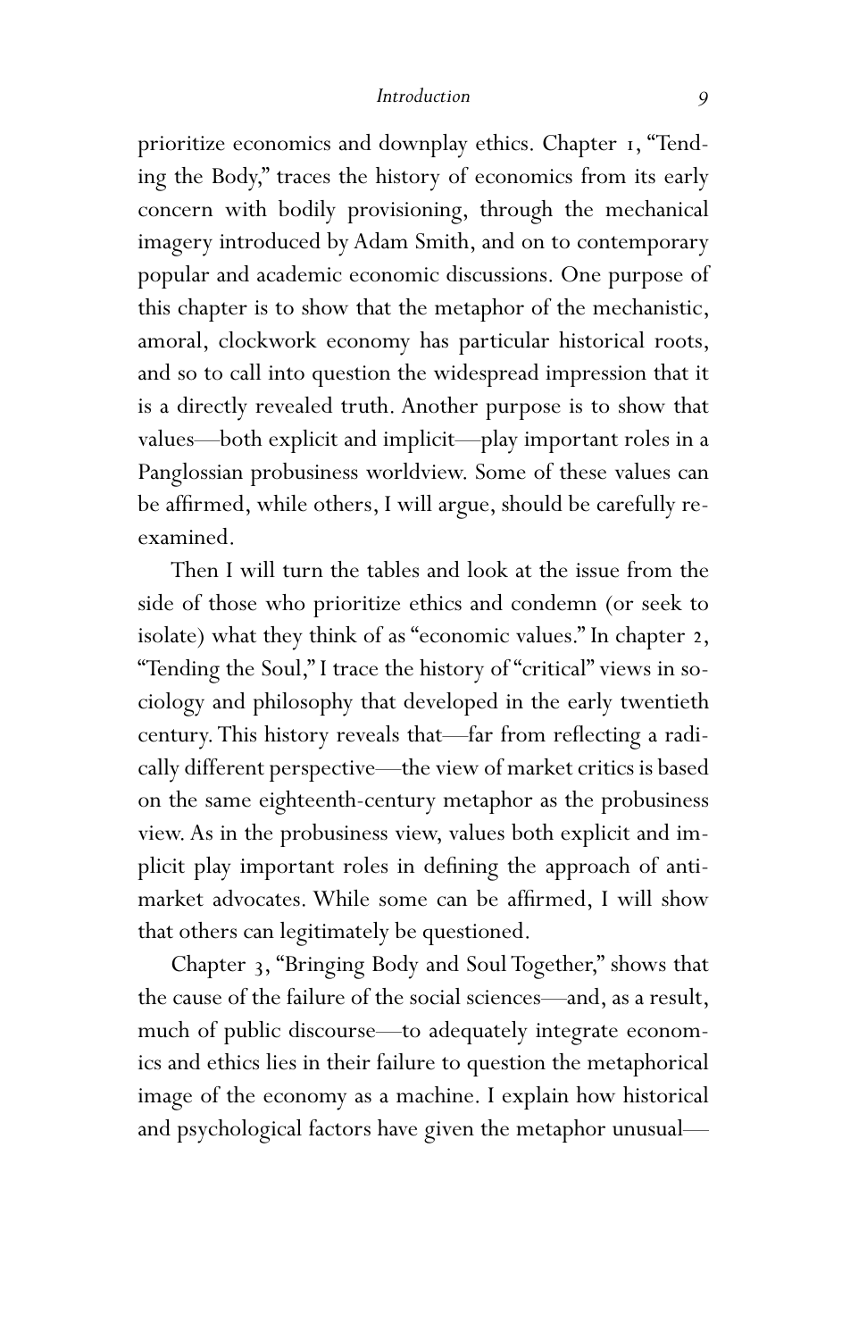prioritize economics and downplay ethics. Chapter 1, "Tending the Body," traces the history of economics from its early concern with bodily provisioning, through the mechanical imagery introduced by Adam Smith, and on to contemporary popular and academic economic discussions. One purpose of this chapter is to show that the metaphor of the mechanistic, amoral, clockwork economy has particular historical roots, and so to call into question the widespread impression that it is a directly revealed truth. Another purpose is to show that values—both explicit and implicit—play important roles in a Panglossian probusiness worldview. Some of these values can be affirmed, while others, I will argue, should be carefully reexamined.

Then I will turn the tables and look at the issue from the side of those who prioritize ethics and condemn (or seek to isolate) what they think of as "economic values." In chapter 2, "Tending the Soul," I trace the history of "critical" views in sociology and philosophy that developed in the early twentieth century. This history reveals that—far from reflecting a radically different perspective—the view of market critics is based on the same eighteenth-century metaphor as the probusiness view. As in the probusiness view, values both explicit and implicit play important roles in defining the approach of antimarket advocates. While some can be affirmed, I will show that others can legitimately be questioned.

Chapter 3, "Bringing Body and Soul Together," shows that the cause of the failure of the social sciences—and, as a result, much of public discourse—to adequately integrate economics and ethics lies in their failure to question the metaphorical image of the economy as a machine. I explain how historical and psychological factors have given the metaphor unusual—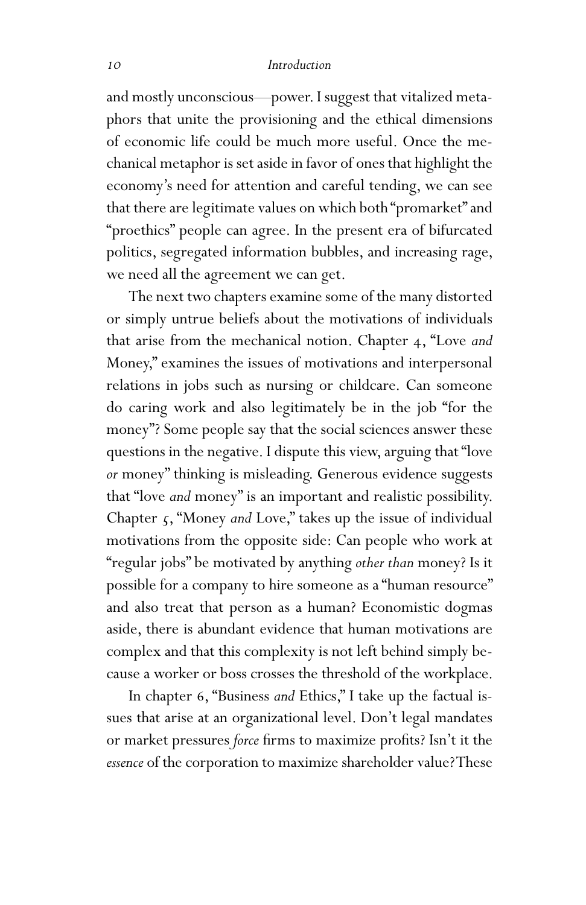and mostly unconscious—power. I suggest that vitalized metaphors that unite the provisioning and the ethical dimensions of economic life could be much more useful. Once the mechanical metaphor is set aside in favor of ones that highlight the economy's need for attention and careful tending, we can see that there are legitimate values on which both "promarket" and "proethics" people can agree. In the present era of bifurcated politics, segregated information bubbles, and increasing rage, we need all the agreement we can get.

The next two chapters examine some of the many distorted or simply untrue beliefs about the motivations of individuals that arise from the mechanical notion. Chapter 4, "Love *and* Money," examines the issues of motivations and interpersonal relations in jobs such as nursing or childcare. Can someone do caring work and also legitimately be in the job "for the money"? Some people say that the social sciences answer these questions in the negative. I dispute this view, arguing that "love *or* money" thinking is misleading. Generous evidence suggests that "love *and* money" is an important and realistic possibility. Chapter 5, "Money *and* Love," takes up the issue of individual motivations from the opposite side: Can people who work at "regular jobs" be motivated by anything *other than* money? Is it possible for a company to hire someone as a "human resource" and also treat that person as a human? Economistic dogmas aside, there is abundant evidence that human motivations are complex and that this complexity is not left behind simply because a worker or boss crosses the threshold of the workplace.

In chapter 6, "Business *and* Ethics," I take up the factual issues that arise at an organizational level. Don't legal mandates or market pressures *force* firms to maximize profits? Isn't it the *essence* of the corporation to maximize shareholder value? These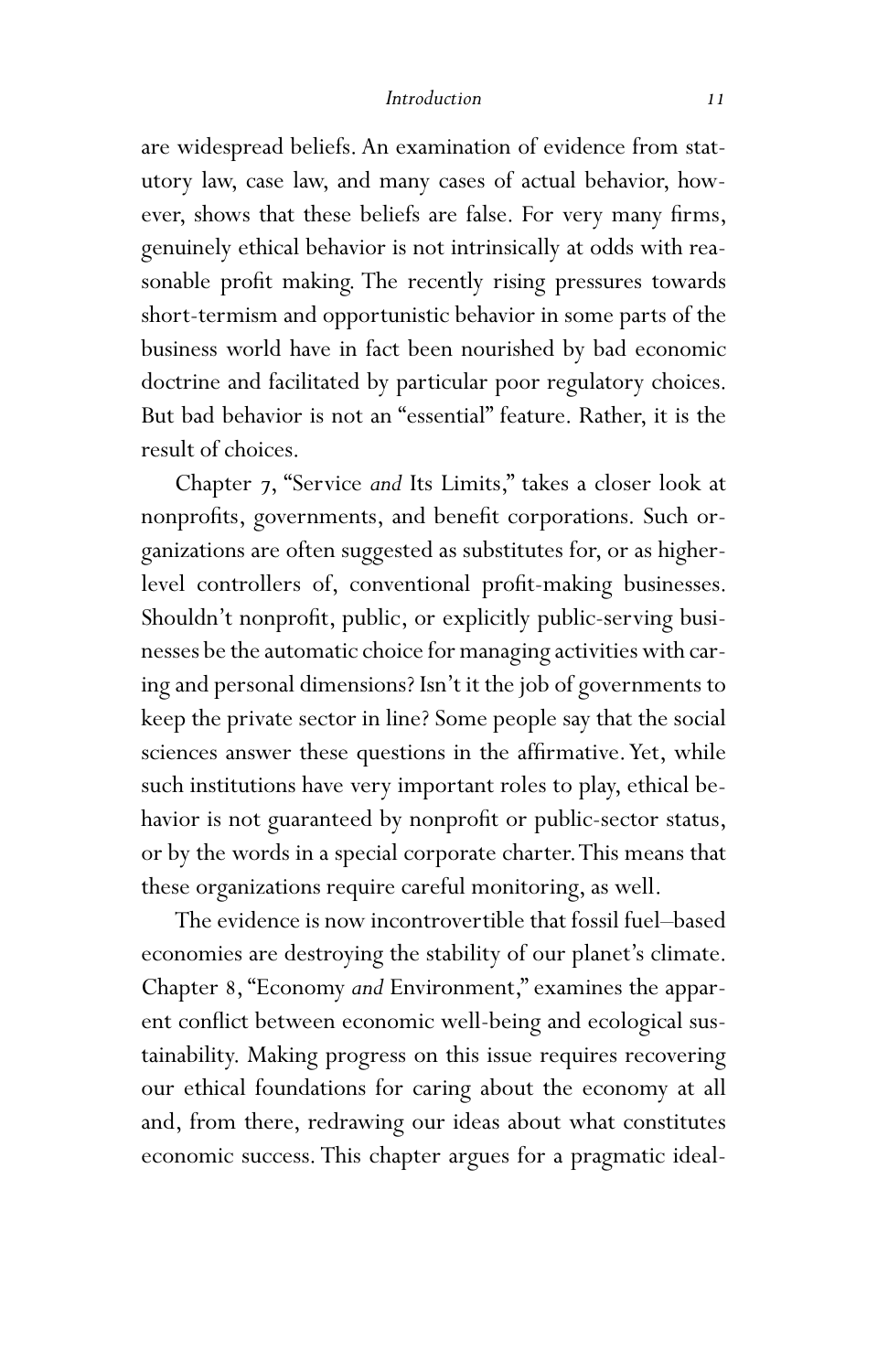are widespread beliefs. An examination of evidence from statutory law, case law, and many cases of actual behavior, however, shows that these beliefs are false. For very many firms, genuinely ethical behavior is not intrinsically at odds with reasonable profit making. The recently rising pressures towards short-termism and opportunistic behavior in some parts of the business world have in fact been nourished by bad economic doctrine and facilitated by particular poor regulatory choices. But bad behavior is not an "essential" feature. Rather, it is the result of choices.

Chapter 7, "Service *and* Its Limits," takes a closer look at nonprofits, governments, and benefit corporations. Such organizations are often suggested as substitutes for, or as higher-level controllers of, conventional profit-making businesses. Shouldn't nonprofit, public, or explicitly public-serving businesses be the automatic choice for managing activities with caring and personal dimensions? Isn't it the job of governments to keep the private sector in line? Some people say that the social sciences answer these questions in the affirmative. Yet, while such institutions have very important roles to play, ethical behavior is not guaranteed by nonprofit or public-sector status, or by the words in a special corporate charter. This means that these organizations require careful monitoring, as well.

The evidence is now incontrovertible that fossil fuel–based economies are destroying the stability of our planet's climate. Chapter 8, "Economy *and* Environment," examines the apparent conflict between economic well-being and ecological sustainability. Making progress on this issue requires recovering our ethical foundations for caring about the economy at all and, from there, redrawing our ideas about what constitutes economic success. This chapter argues for a pragmatic ideal-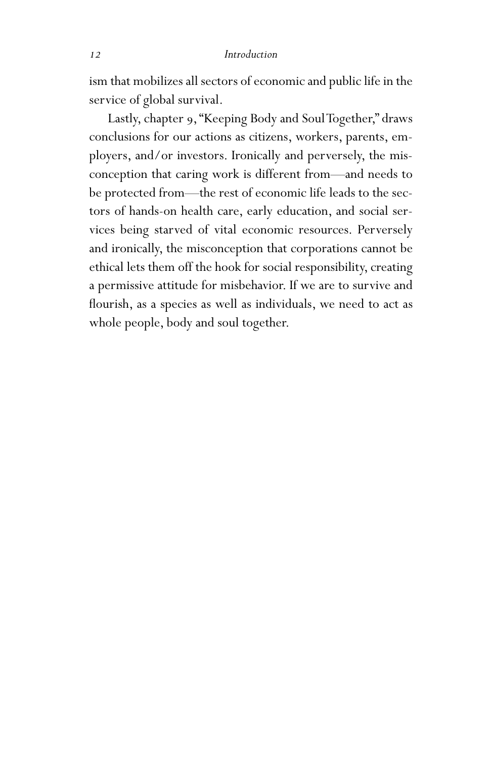ism that mobilizes all sectors of economic and public life in the service of global survival.

Lastly, chapter 9, "Keeping Body and Soul Together," draws conclusions for our actions as citizens, workers, parents, employers, and/or investors. Ironically and perversely, the misconception that caring work is different from—and needs to be protected from—the rest of economic life leads to the sectors of hands-on health care, early education, and social services being starved of vital economic resources. Perversely and ironically, the misconception that corporations cannot be ethical lets them off the hook for social responsibility, creating a permissive attitude for misbehavior. If we are to survive and flourish, as a species as well as individuals, we need to act as whole people, body and soul together.